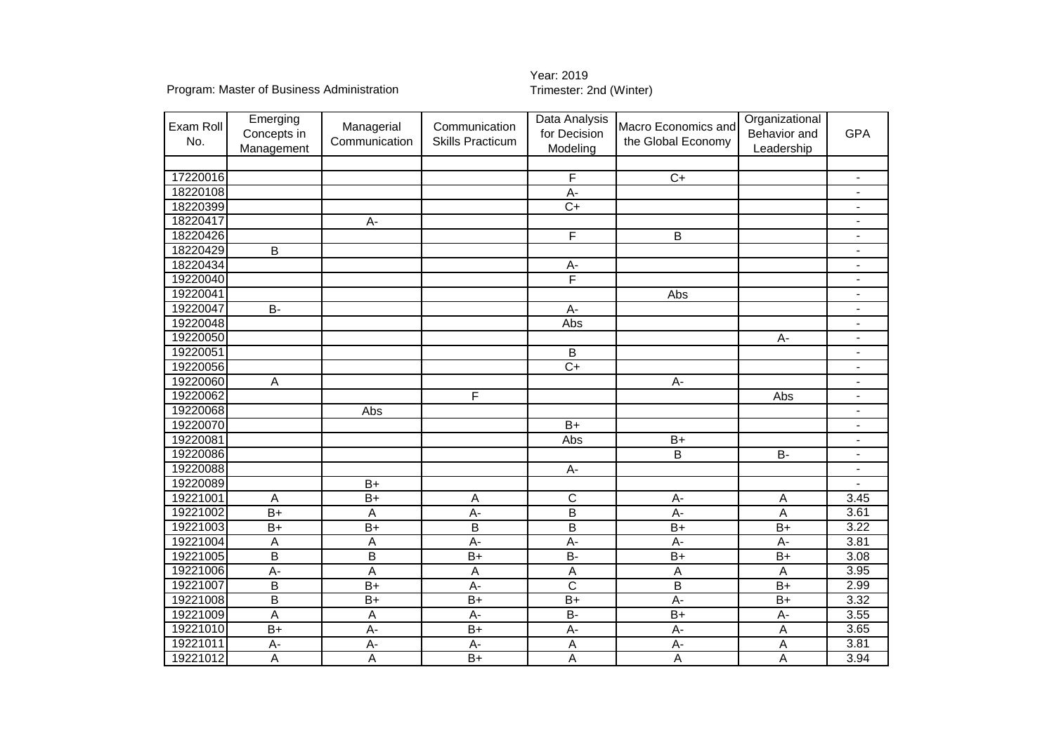Program: Master of Business Administration

Year: 2019
Trimester: 2nd (Winter)

| Exam Roll No. | Emerging Concepts in Management | Managerial Communication | Communication Skills Practicum | Data Analysis for Decision Modeling | Macro Economics and the Global Economy | Organizational Behavior and Leadership | GPA |
|---|---|---|---|---|---|---|---|
| | | | | | | | |
| 17220016 | | | | F | C+ | | - |
| 18220108 | | | | A- | | | - |
| 18220399 | | | | C+ | | | - |
| 18220417 | | A- | | | | | - |
| 18220426 | | | | F | B | | - |
| 18220429 | B | | | | | | - |
| 18220434 | | | | A- | | | - |
| 19220040 | | | | F | | | - |
| 19220041 | | | | | Abs | | - |
| 19220047 | B- | | | A- | | | - |
| 19220048 | | | | Abs | | | - |
| 19220050 | | | | | | A- | - |
| 19220051 | | | | B | | | - |
| 19220056 | | | | C+ | | | - |
| 19220060 | A | | | | A- | | - |
| 19220062 | | | F | | | Abs | - |
| 19220068 | | Abs | | | | | - |
| 19220070 | | | | B+ | | | - |
| 19220081 | | | | Abs | B+ | | - |
| 19220086 | | | | | B | B- | - |
| 19220088 | | | | A- | | | - |
| 19220089 | | B+ | | | | | - |
| 19221001 | A | B+ | A | C | A- | A | 3.45 |
| 19221002 | B+ | A | A- | B | A- | A | 3.61 |
| 19221003 | B+ | B+ | B | B | B+ | B+ | 3.22 |
| 19221004 | A | A | A- | A- | A- | A- | 3.81 |
| 19221005 | B | B | B+ | B- | B+ | B+ | 3.08 |
| 19221006 | A- | A | A | A | A | A | 3.95 |
| 19221007 | B | B+ | A- | C | B | B+ | 2.99 |
| 19221008 | B | B+ | B+ | B+ | A- | B+ | 3.32 |
| 19221009 | A | A | A- | B- | B+ | A- | 3.55 |
| 19221010 | B+ | A- | B+ | A- | A- | A | 3.65 |
| 19221011 | A- | A- | A- | A | A- | A | 3.81 |
| 19221012 | A | A | B+ | A | A | A | 3.94 |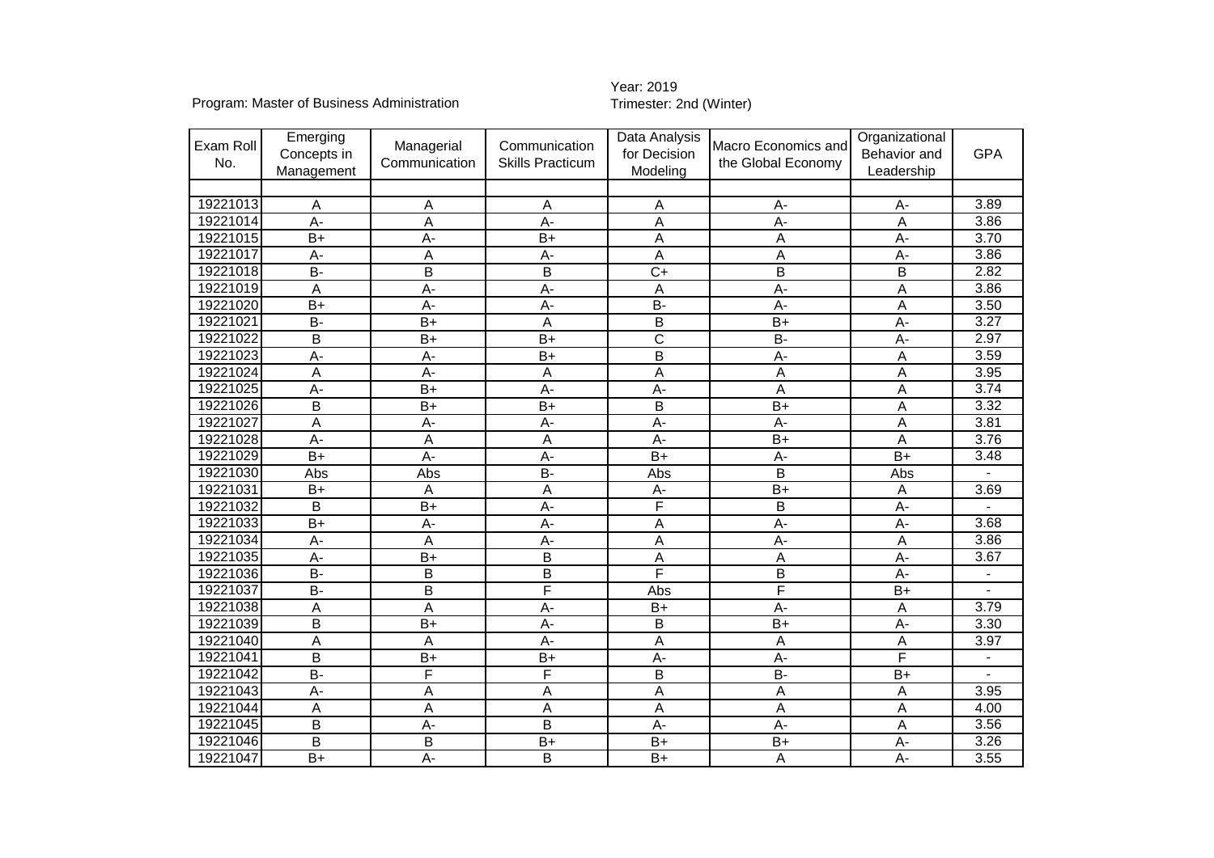Program: Master of Business Administration

Year: 2019
Trimester: 2nd (Winter)

| Exam Roll No. | Emerging Concepts in Management | Managerial Communication | Communication Skills Practicum | Data Analysis for Decision Modeling | Macro Economics and the Global Economy | Organizational Behavior and Leadership | GPA |
|---|---|---|---|---|---|---|---|
| | | | | | | | |
| 19221013 | A | A | A | A | A- | A- | 3.89 |
| 19221014 | A- | A | A- | A | A- | A | 3.86 |
| 19221015 | B+ | A- | B+ | A | A | A- | 3.70 |
| 19221017 | A- | A | A- | A | A | A- | 3.86 |
| 19221018 | B- | B | B | C+ | B | B | 2.82 |
| 19221019 | A | A- | A- | A | A- | A | 3.86 |
| 19221020 | B+ | A- | A- | B- | A- | A | 3.50 |
| 19221021 | B- | B+ | A | B | B+ | A- | 3.27 |
| 19221022 | B | B+ | B+ | C | B- | A- | 2.97 |
| 19221023 | A- | A- | B+ | B | A- | A | 3.59 |
| 19221024 | A | A- | A | A | A | A | 3.95 |
| 19221025 | A- | B+ | A- | A- | A | A | 3.74 |
| 19221026 | B | B+ | B+ | B | B+ | A | 3.32 |
| 19221027 | A | A- | A- | A- | A- | A | 3.81 |
| 19221028 | A- | A | A | A- | B+ | A | 3.76 |
| 19221029 | B+ | A- | A- | B+ | A- | B+ | 3.48 |
| 19221030 | Abs | Abs | B- | Abs | B | Abs | - |
| 19221031 | B+ | A | A | A- | B+ | A | 3.69 |
| 19221032 | B | B+ | A- | F | B | A- | - |
| 19221033 | B+ | A- | A- | A | A- | A- | 3.68 |
| 19221034 | A- | A | A- | A | A- | A | 3.86 |
| 19221035 | A- | B+ | B | A | A | A- | 3.67 |
| 19221036 | B- | B | B | F | B | A- | - |
| 19221037 | B- | B | F | Abs | F | B+ | - |
| 19221038 | A | A | A- | B+ | A- | A | 3.79 |
| 19221039 | B | B+ | A- | B | B+ | A- | 3.30 |
| 19221040 | A | A | A- | A | A | A | 3.97 |
| 19221041 | B | B+ | B+ | A- | A- | F | - |
| 19221042 | B- | F | F | B | B- | B+ | - |
| 19221043 | A- | A | A | A | A | A | 3.95 |
| 19221044 | A | A | A | A | A | A | 4.00 |
| 19221045 | B | A- | B | A- | A- | A | 3.56 |
| 19221046 | B | B | B+ | B+ | B+ | A- | 3.26 |
| 19221047 | B+ | A- | B | B+ | A | A- | 3.55 |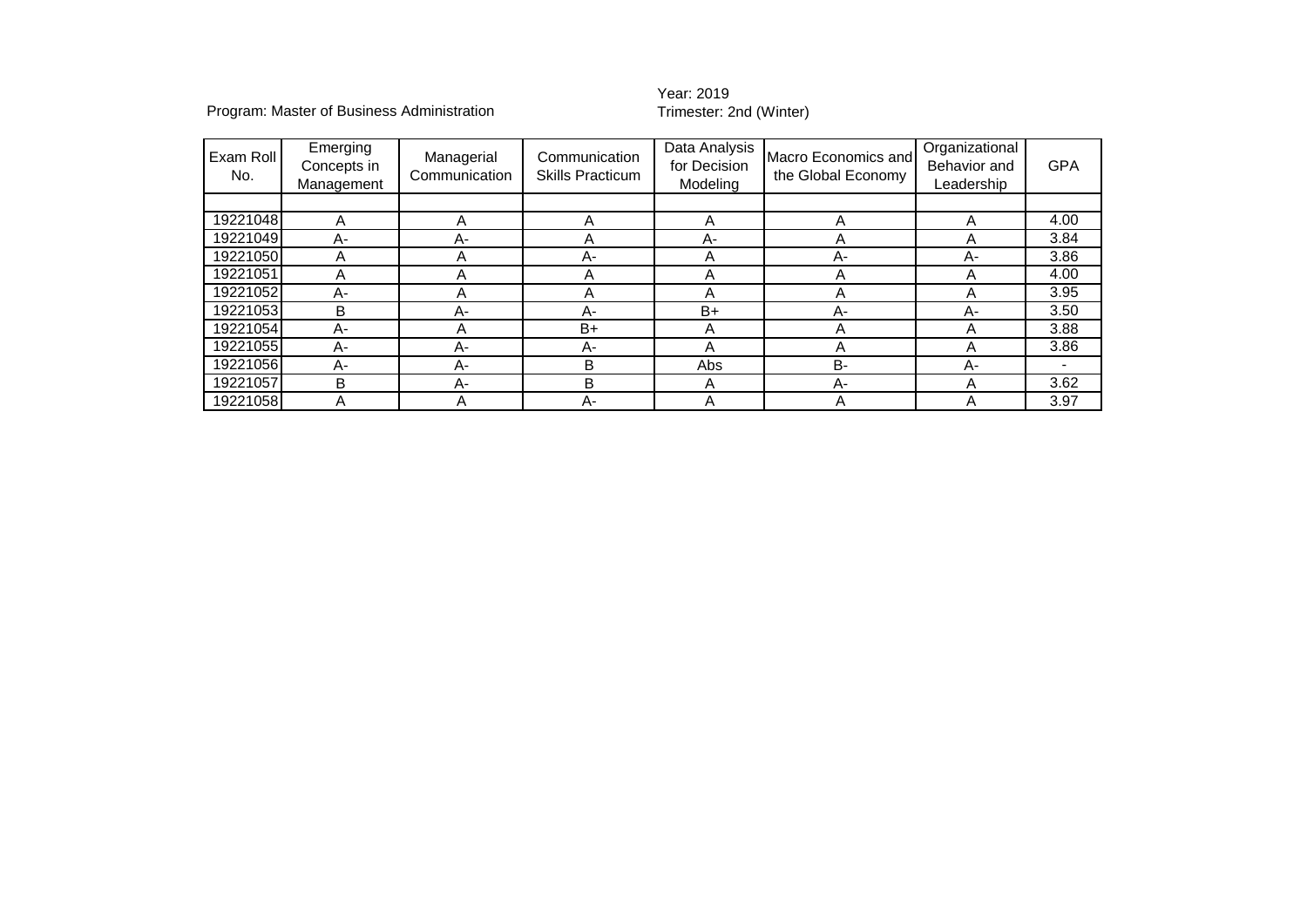Program: Master of Business Administration

Year: 2019
Trimester: 2nd (Winter)

| Exam Roll No. | Emerging Concepts in Management | Managerial Communication | Communication Skills Practicum | Data Analysis for Decision Modeling | Macro Economics and the Global Economy | Organizational Behavior and Leadership | GPA |
|---|---|---|---|---|---|---|---|
| | | | | | | | |
| 19221048 | A | A | A | A | A | A | 4.00 |
| 19221049 | A- | A- | A | A- | A | A | 3.84 |
| 19221050 | A | A | A- | A | A- | A- | 3.86 |
| 19221051 | A | A | A | A | A | A | 4.00 |
| 19221052 | A- | A | A | A | A | A | 3.95 |
| 19221053 | B | A- | A- | B+ | A- | A- | 3.50 |
| 19221054 | A- | A | B+ | A | A | A | 3.88 |
| 19221055 | A- | A- | A- | A | A | A | 3.86 |
| 19221056 | A- | A- | B | Abs | B- | A- | - |
| 19221057 | B | A- | B | A | A- | A | 3.62 |
| 19221058 | A | A | A- | A | A | A | 3.97 |